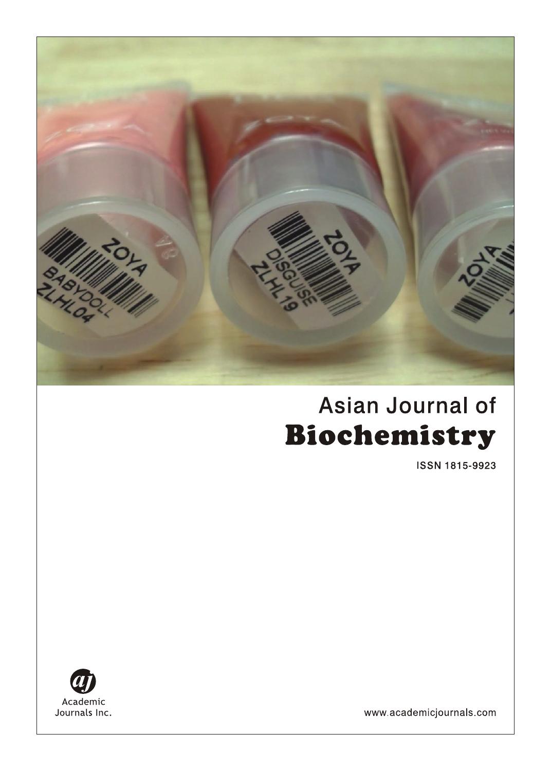Asian Journal of

# Biochemistry

ISSN 1815-9923

Academic Journals Inc.

www.academicjournals.com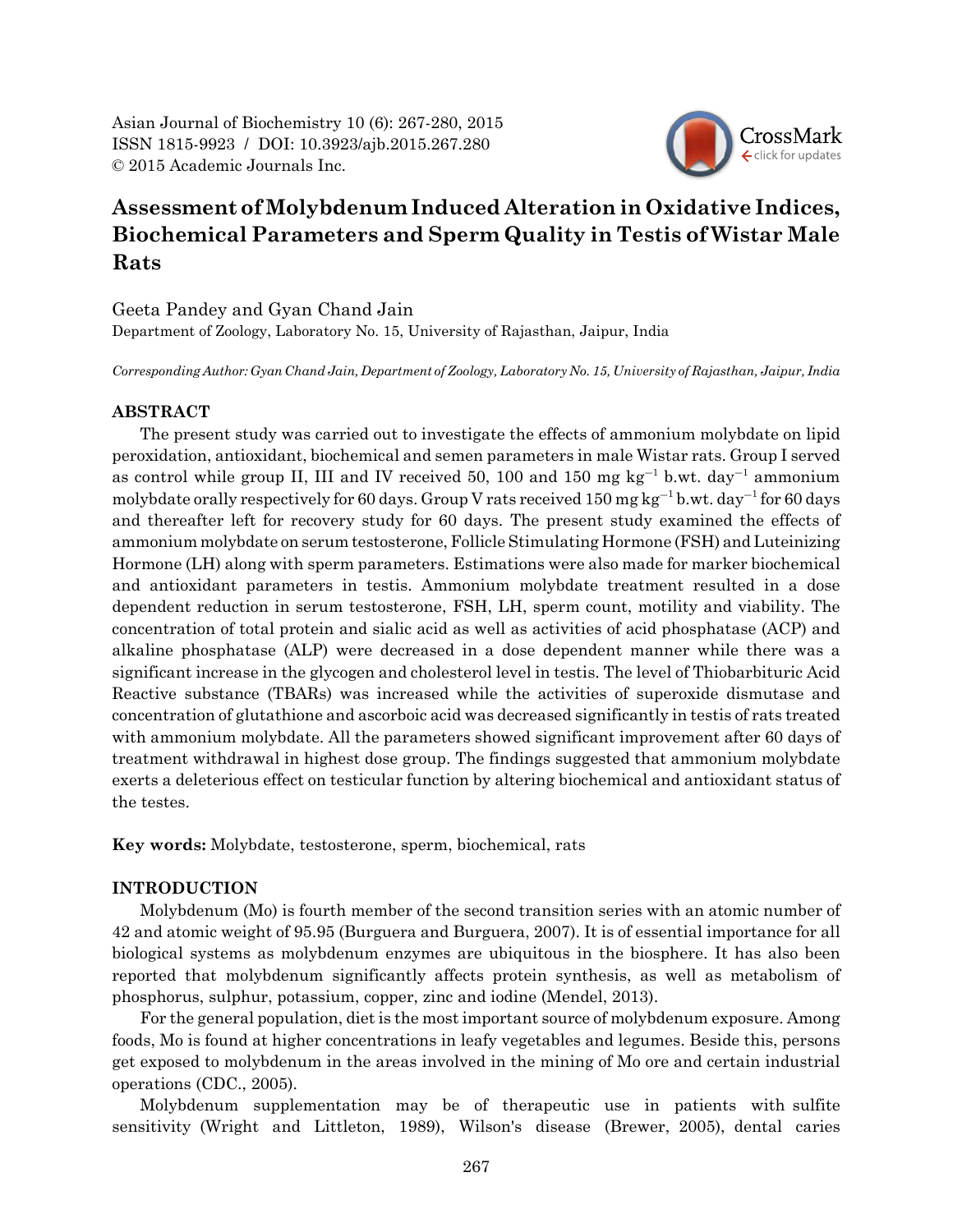# Assessment of Molybdenum Induced Alteration in Oxidative Indices, Biochemical Parameters and Sperm Quality in Testis of Wistar Male Rats

Geeta Pandey and Gyan Chand Jain

Department of Zoology, Laboratory No. 15, University of Rajasthan, Jaipur, India

*Corresponding Author: Gyan Chand Jain, Department of Zoology, Laboratory No. 15, University of Rajasthan, Jaipur, India*

## ABSTRACT

The present study was carried out to investigate the effects of ammonium molybdate on lipid peroxidation, antioxidant, biochemical and semen parameters in male Wistar rats. Group I served as control while group II, III and IV received 50, 100 and 150 mg $kg^{-1}$ b.wt. $day^{-1}$ ammonium molybdate orally respectively for 60 days. Group V rats received 150 mg $kg^{-1}$ b.wt. $day^{-1}$ for 60 days and thereafter left for recovery study for 60 days. The present study examined the effects of ammonium molybdate on serum testosterone, Follicle Stimulating Hormone (FSH) and Luteinizing Hormone (LH) along with sperm parameters. Estimations were also made for marker biochemical and antioxidant parameters in testis. Ammonium molybdate treatment resulted in a dose dependent reduction in serum testosterone, FSH, LH, sperm count, motility and viability. The concentration of total protein and sialic acid as well as activities of acid phosphatase (ACP) and alkaline phosphatase (ALP) were decreased in a dose dependent manner while there was a significant increase in the glycogen and cholesterol level in testis. The level of Thiobarbituric Acid Reactive substance (TBARs) was increased while the activities of superoxide dismutase and concentration of glutathione and ascorboic acid was decreased significantly in testis of rats treated with ammonium molybdate. All the parameters showed significant improvement after 60 days of treatment withdrawal in highest dose group. The findings suggested that ammonium molybdate exerts a deleterious effect on testicular function by altering biochemical and antioxidant status of the testes.

**Key words:** Molybdate, testosterone, sperm, biochemical, rats

## INTRODUCTION

Molybdenum (Mo) is fourth member of the second transition series with an atomic number of 42 and atomic weight of 95.95 (Burguera and Burguera, 2007). It is of essential importance for all biological systems as molybdenum enzymes are ubiquitous in the biosphere. It has also been reported that molybdenum significantly affects protein synthesis, as well as metabolism of phosphorus, sulphur, potassium, copper, zinc and iodine (Mendel, 2013).

For the general population, diet is the most important source of molybdenum exposure. Among foods, Mo is found at higher concentrations in leafy vegetables and legumes. Beside this, persons get exposed to molybdenum in the areas involved in the mining of Mo ore and certain industrial operations (CDC., 2005).

Molybdenum supplementation may be of therapeutic use in patients with sulfite sensitivity (Wright and Littleton, 1989), Wilson's disease (Brewer, 2005), dental caries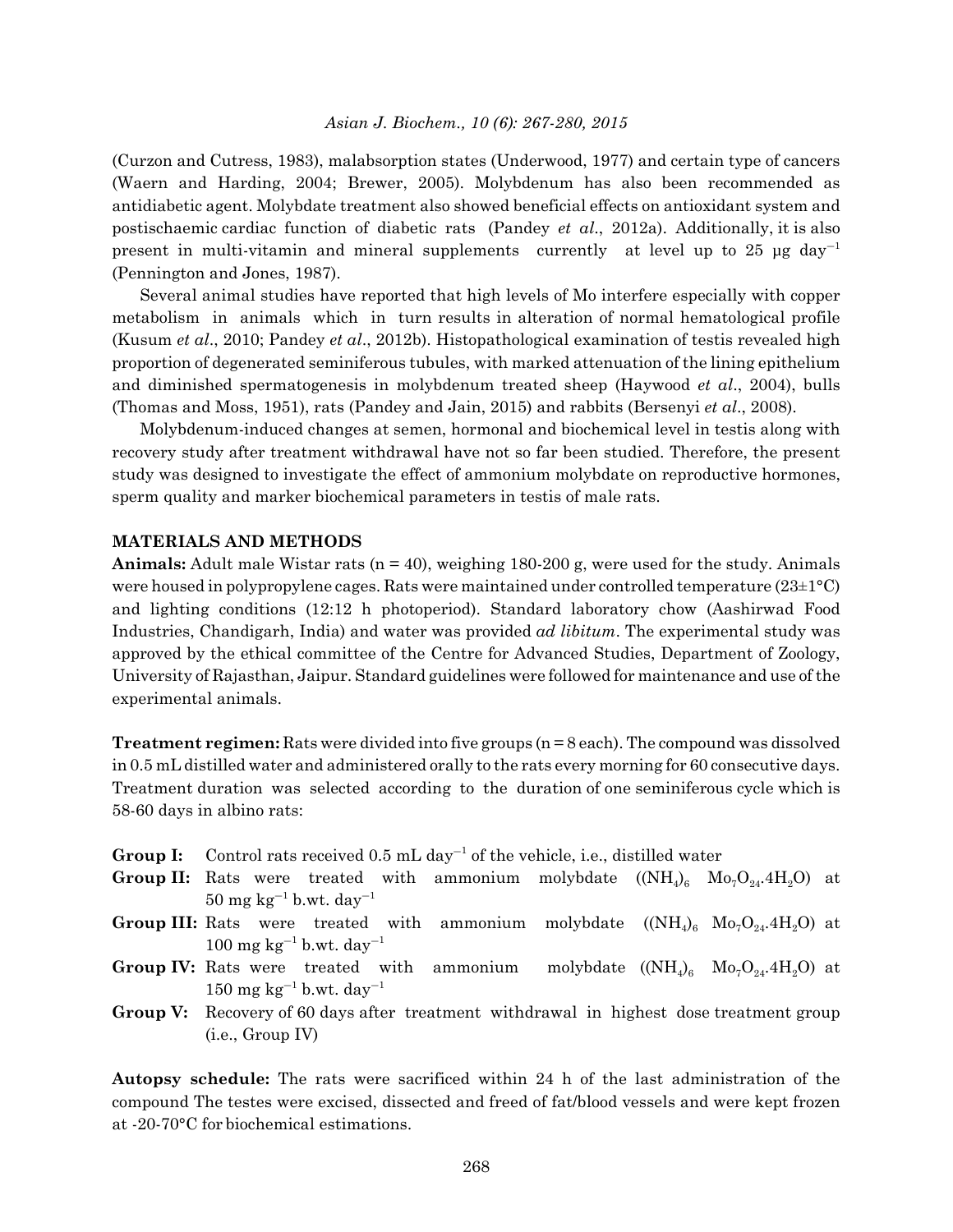(Curzon and Cutress, 1983), malabsorption states (Underwood, 1977) and certain type of cancers (Waern and Harding, 2004; Brewer, 2005). Molybdenum has also been recommended as antidiabetic agent. Molybdate treatment also showed beneficial effects on antioxidant system and postischaemic cardiac function of diabetic rats (Pandey *et al*., 2012a). Additionally, it is also present in multi-vitamin and mineral supplements currently at level up to 25 μg $day^{-1}$ (Pennington and Jones, 1987).

Several animal studies have reported that high levels of Mo interfere especially with copper metabolism in animals which in turn results in alteration of normal hematological profile (Kusum *et al*., 2010; Pandey *et al*., 2012b). Histopathological examination of testis revealed high proportion of degenerated seminiferous tubules, with marked attenuation of the lining epithelium and diminished spermatogenesis in molybdenum treated sheep (Haywood *et al*., 2004), bulls (Thomas and Moss, 1951), rats (Pandey and Jain, 2015) and rabbits (Bersenyi *et al*., 2008).

Molybdenum-induced changes at semen, hormonal and biochemical level in testis along with recovery study after treatment withdrawal have not so far been studied. Therefore, the present study was designed to investigate the effect of ammonium molybdate on reproductive hormones, sperm quality and marker biochemical parameters in testis of male rats.

## MATERIALS AND METHODS

**Animals:** Adult male Wistar rats (n = 40), weighing 180-200 g, were used for the study. Animals were housed in polypropylene cages. Rats were maintained under controlled temperature (23±1°C) and lighting conditions (12:12 h photoperiod). Standard laboratory chow (Aashirwad Food Industries, Chandigarh, India) and water was provided *ad libitum*. The experimental study was approved by the ethical committee of the Centre for Advanced Studies, Department of Zoology, University of Rajasthan, Jaipur. Standard guidelines were followed for maintenance and use of the experimental animals.

**Treatment regimen:** Rats were divided into five groups (n = 8 each). The compound was dissolved in 0.5 mL distilled water and administered orally to the rats every morning for 60 consecutive days. Treatment duration was selected according to the duration of one seminiferous cycle which is 58-60 days in albino rats:

- **Group I:** Control rats received 0.5 mL $day^{-1}$ of the vehicle, i.e., distilled water
- **Group II:** Rats were treated with ammonium molybdate ($(NH_4)_6\ Mo_7O_{24}.4H_2O$) at 50 mg $kg^{-1}$ b.wt. $day^{-1}$
- **Group III:** Rats were treated with ammonium molybdate ($(NH_4)_6\ Mo_7O_{24}.4H_2O$) at 100 mg $kg^{-1}$ b.wt. $day^{-1}$
- **Group IV:** Rats were treated with ammonium molybdate ($(NH_4)_6\ Mo_7O_{24}.4H_2O$) at 150 mg $kg^{-1}$ b.wt. $day^{-1}$
- **Group V:** Recovery of 60 days after treatment withdrawal in highest dose treatment group (i.e., Group IV)

**Autopsy schedule:** The rats were sacrificed within 24 h of the last administration of the compound The testes were excised, dissected and freed of fat/blood vessels and were kept frozen at -20-70°C for biochemical estimations.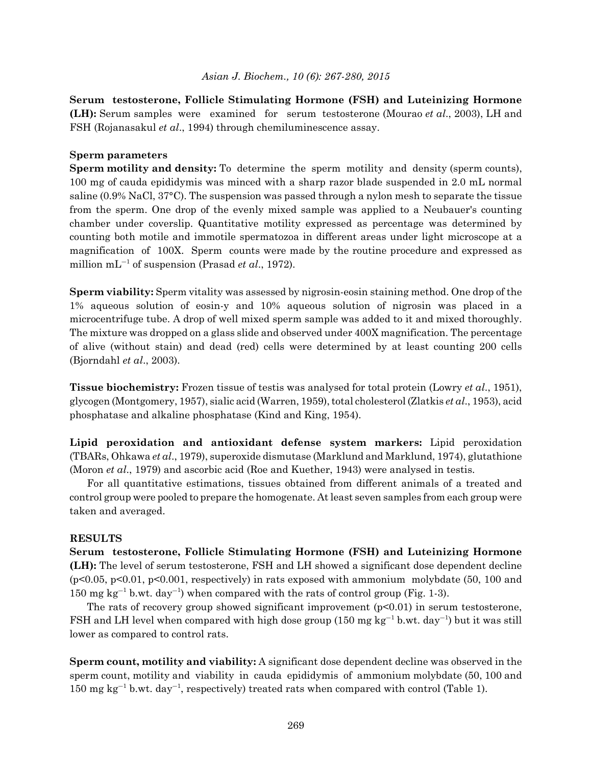**Serum testosterone, Follicle Stimulating Hormone (FSH) and Luteinizing Hormone (LH):** Serum samples were examined for serum testosterone (Mourao *et al*., 2003), LH and FSH (Rojanasakul *et al*., 1994) through chemiluminescence assay.

### Sperm parameters

**Sperm motility and density:** To determine the sperm motility and density (sperm counts), 100 mg of cauda epididymis was minced with a sharp razor blade suspended in 2.0 mL normal saline (0.9% NaCl, 37°C). The suspension was passed through a nylon mesh to separate the tissue from the sperm. One drop of the evenly mixed sample was applied to a Neubauer's counting chamber under coverslip. Quantitative motility expressed as percentage was determined by counting both motile and immotile spermatozoa in different areas under light microscope at a magnification of 100X. Sperm counts were made by the routine procedure and expressed as million $mL^{-1}$ of suspension (Prasad *et al*., 1972).

**Sperm viability:** Sperm vitality was assessed by nigrosin-eosin staining method. One drop of the 1% aqueous solution of eosin-y and 10% aqueous solution of nigrosin was placed in a microcentrifuge tube. A drop of well mixed sperm sample was added to it and mixed thoroughly. The mixture was dropped on a glass slide and observed under 400X magnification. The percentage of alive (without stain) and dead (red) cells were determined by at least counting 200 cells (Bjorndahl *et al*., 2003).

**Tissue biochemistry:** Frozen tissue of testis was analysed for total protein (Lowry *et al*., 1951), glycogen (Montgomery, 1957), sialic acid (Warren, 1959), total cholesterol (Zlatkis *et al*., 1953), acid phosphatase and alkaline phosphatase (Kind and King, 1954).

**Lipid peroxidation and antioxidant defense system markers:** Lipid peroxidation (TBARs, Ohkawa *et al*., 1979), superoxide dismutase (Marklund and Marklund, 1974), glutathione (Moron *et al*., 1979) and ascorbic acid (Roe and Kuether, 1943) were analysed in testis.

For all quantitative estimations, tissues obtained from different animals of a treated and control group were pooled to prepare the homogenate. At least seven samples from each group were taken and averaged.

## RESULTS

**Serum testosterone, Follicle Stimulating Hormone (FSH) and Luteinizing Hormone (LH):** The level of serum testosterone, FSH and LH showed a significant dose dependent decline ($p<0.05$, $p<0.01$, $p<0.001$, respectively) in rats exposed with ammonium molybdate (50, 100 and 150 mg $kg^{-1}$ b.wt. $day^{-1}$) when compared with the rats of control group (Fig. 1-3).

The rats of recovery group showed significant improvement ($p<0.01$) in serum testosterone, FSH and LH level when compared with high dose group (150 mg $kg^{-1}$ b.wt. $day^{-1}$) but it was still lower as compared to control rats.

**Sperm count, motility and viability:** A significant dose dependent decline was observed in the sperm count, motility and viability in cauda epididymis of ammonium molybdate (50, 100 and 150 mg $kg^{-1}$ b.wt. $day^{-1}$, respectively) treated rats when compared with control (Table 1).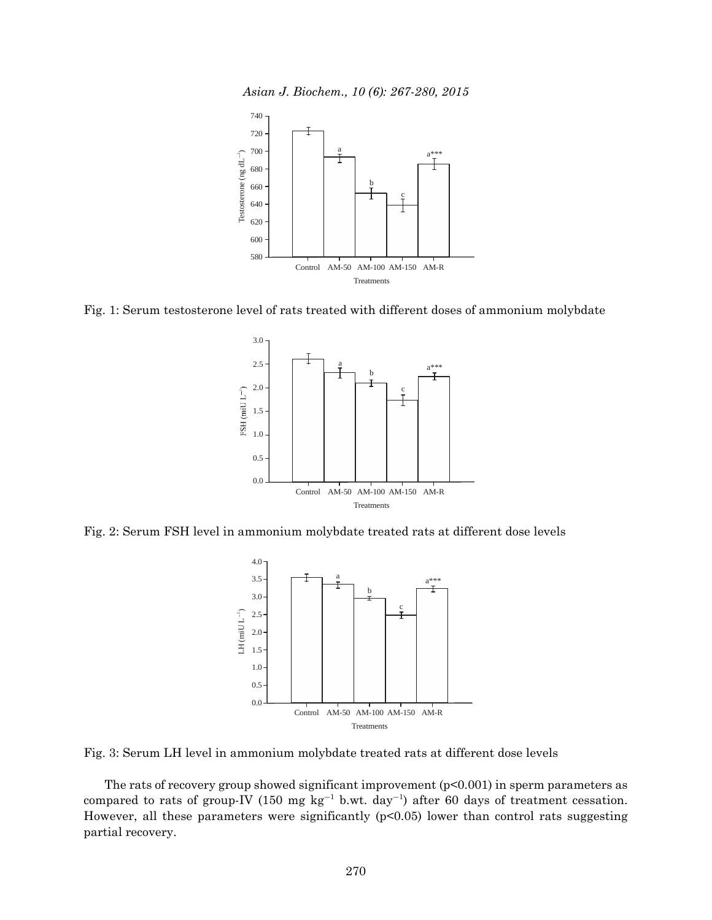Fig. 1: Serum testosterone level of rats treated with different doses of ammonium molybdate

Fig. 2: Serum FSH level in ammonium molybdate treated rats at different dose levels

Fig. 3: Serum LH level in ammonium molybdate treated rats at different dose levels

The rats of recovery group showed significant improvement ($p<0.001$) in sperm parameters as compared to rats of group-IV (150 mg $kg^{-1}$ b.wt. $day^{-1}$) after 60 days of treatment cessation. However, all these parameters were significantly ($p<0.05$) lower than control rats suggesting partial recovery.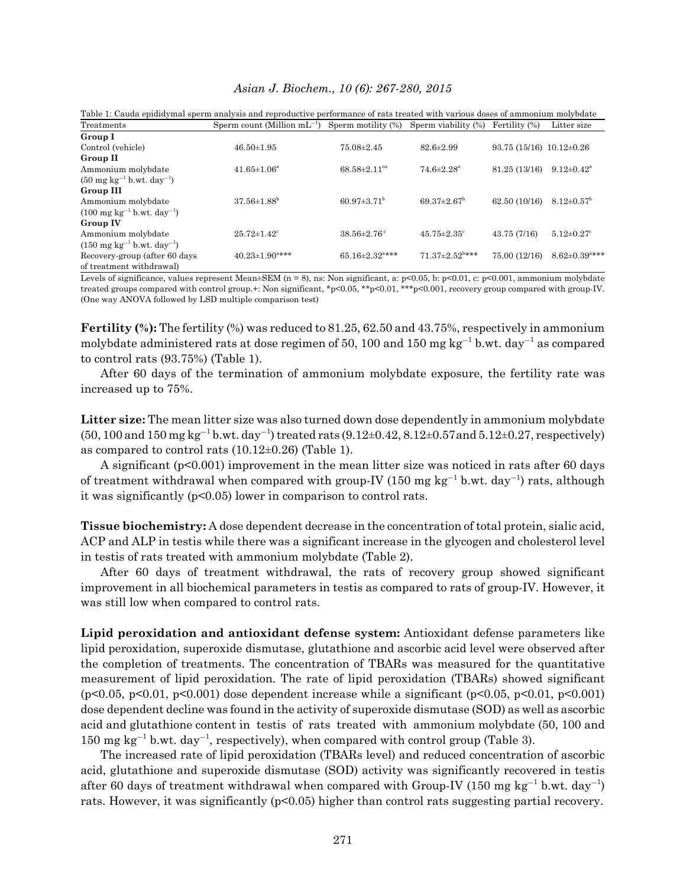Table 1: Cauda epididymal sperm analysis and reproductive performance of rats treated with various doses of ammonium molybdate

| Treatments | Sperm count (Million $mL^{-1}$) | Sperm motility (%) | Sperm viability (%) | Fertility (%) | Litter size |
|---|---|---|---|---|---|
| **Group I** | | | | | |
| Control (vehicle) | 46.50±1.95 | 75.08±2.45 | 82.6±2.99 | 93.75 (15/16) | 10.12±0.26 |
| **Group II** | | | | | |
| Ammonium molybdate (50 mg $kg^{-1}$ b.wt. $day^{-1}$) | 41.65±1.06[a] | 68.58±2.11[ns] | 74.6±2.28[a] | 81.25 (13/16) | 9.12±0.42[a] |
| **Group III** | | | | | |
| Ammonium molybdate (100 mg $kg^{-1}$ b.wt. $day^{-1}$) | 37.56±1.88[b] | 60.97±3.71[b] | 69.37±2.67[b] | 62.50 (10/16) | 8.12±0.57[b] |
| **Group IV** | | | | | |
| Ammonium molybdate (150 mg $kg^{-1}$ b.wt. $day^{-1}$) | 25.72±1.42[c] | 38.56±2.76[c] | 45.75±2.35[c] | 43.75 (7/16) | 5.12±0.27[c] |
| Recovery-group (after 60 days of treatment withdrawal) | 40.23±1.90[a]*** | 65.16±2.32[a]*** | 71.37±2.52[b]*** | 75.00 (12/16) | 8.62±0.39[a]*** |

Levels of significance, values represent Mean±SEM (n = 8), ns: Non significant, a: p<0.05, b: p<0.01, c: p<0.001, ammonium molybdate treated groups compared with control group.+: Non significant, *p<0.05, **p<0.01, ***p<0.001, recovery group compared with group-IV. (One way ANOVA followed by LSD multiple comparison test)

**Fertility (%):** The fertility (%) was reduced to 81.25, 62.50 and 43.75%, respectively in ammonium molybdate administered rats at dose regimen of 50, 100 and 150 mg $kg^{-1}$ b.wt. $day^{-1}$ as compared to control rats (93.75%) (Table 1).

After 60 days of the termination of ammonium molybdate exposure, the fertility rate was increased up to 75%.

**Litter size:** The mean litter size was also turned down dose dependently in ammonium molybdate (50, 100 and 150 mg $kg^{-1}$ b.wt. $day^{-1}$) treated rats (9.12±0.42, 8.12±0.57and 5.12±0.27, respectively) as compared to control rats (10.12±0.26) (Table 1).

A significant (p<0.001) improvement in the mean litter size was noticed in rats after 60 days of treatment withdrawal when compared with group-IV (150 mg $kg^{-1}$ b.wt. $day^{-1}$) rats, although it was significantly (p<0.05) lower in comparison to control rats.

**Tissue biochemistry:** A dose dependent decrease in the concentration of total protein, sialic acid, ACP and ALP in testis while there was a significant increase in the glycogen and cholesterol level in testis of rats treated with ammonium molybdate (Table 2).

After 60 days of treatment withdrawal, the rats of recovery group showed significant improvement in all biochemical parameters in testis as compared to rats of group-IV. However, it was still low when compared to control rats.

**Lipid peroxidation and antioxidant defense system:** Antioxidant defense parameters like lipid peroxidation, superoxide dismutase, glutathione and ascorbic acid level were observed after the completion of treatments. The concentration of TBARs was measured for the quantitative measurement of lipid peroxidation. The rate of lipid peroxidation (TBARs) showed significant (p<0.05, p<0.01, p<0.001) dose dependent increase while a significant (p<0.05, p<0.01, p<0.001) dose dependent decline was found in the activity of superoxide dismutase (SOD) as well as ascorbic acid and glutathione content in testis of rats treated with ammonium molybdate (50, 100 and 150 mg $kg^{-1}$ b.wt. $day^{-1}$, respectively), when compared with control group (Table 3).

The increased rate of lipid peroxidation (TBARs level) and reduced concentration of ascorbic acid, glutathione and superoxide dismutase (SOD) activity was significantly recovered in testis after 60 days of treatment withdrawal when compared with Group-IV (150 mg $kg^{-1}$ b.wt. $day^{-1}$) rats. However, it was significantly (p<0.05) higher than control rats suggesting partial recovery.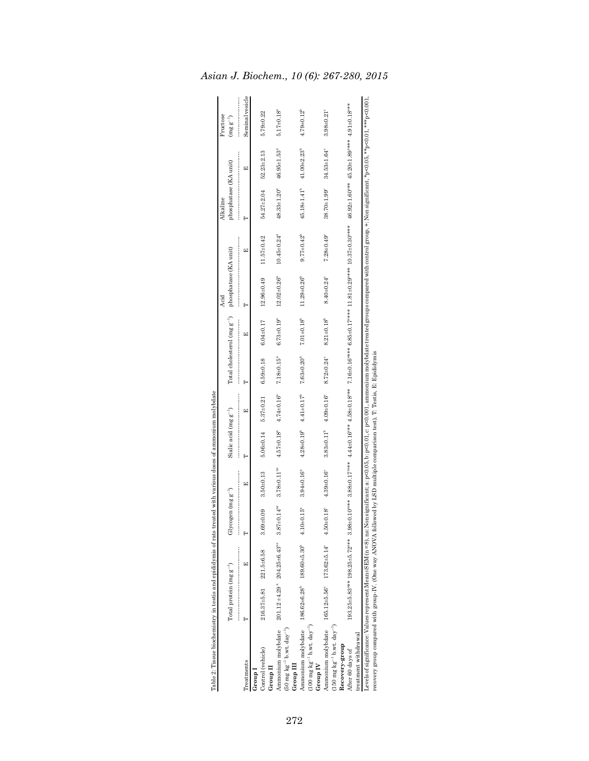Table 2: Tissue biochemistry in testis and epididymis of rats treated with various doses of ammonium molybdate

| Treatments | Total protein ($mg\ g^{-1}$) | | Glycogen ($mg\ g^{-1}$) | | Sialic acid ($mg\ g^{-1}$) | | Total cholesterol ($mg\ g^{-1}$) | | Acid phosphatase (KA unit) | | Alkaline phosphatase (KA unit) | | Fructose ($mg\ g^{-1}$) |
|---|---|---|---|---|---|---|---|---|---|---|---|---|---|
| | T | E | T | E | T | E | T | E | T | E | T | E | Seminal vesicle |
| **Group I** | | | | | | | | | | | | | |
| Control (vehicle) | 216.37±5.81 | 221.5±6.58 | 3.69±0.09 | 3.50±0.13 | 5.06±0.14 | 5.37±0.21 | 6.59±0.18 | 6.04±0.17 | 12.96±0.49 | 11.57±0.42 | 54.27±2.04 | 52.23±2.13 | 5.79±0.22 |
| **Group II** | | | | | | | | | | | | | |
| Ammonium molybdate (50 $mg\ kg^{-1}$ b.wt. $day^{-1}$) | 201.12±4.29[a] | 204.25±6.43[ns] | 3.87±0.14[ns] | 3.78±0.11[ns] | 4.57±0.18[a] | 4.74±0.16[a] | 7.18±0.15[a] | 6.73±0.19[a] | 12.02±0.26[a] | 10.45±0.24[a] | 48.33±1.20[a] | 46.95±1.53[a] | 5.17±0.18[a] |
| **Group III** | | | | | | | | | | | | | |
| Ammonium molybdate (100 $mg\ kg^{-1}$ b.wt. $day^{-1}$) | 186.62±6.28[b] | 189.60±5.30[b] | 4.10±0.15[a] | 3.94±0.16[a] | 4.28±0.19[b] | 4.41±0.17[b] | 7.63±0.20[b] | 7.01±0.18[b] | 11.29±0.26[b] | 9.77±0.42[b] | 45.18±1.41[b] | 41.00±2.23[b] | 4.79±0.12[b] |
| **Group IV** | | | | | | | | | | | | | |
| Ammonium molybdate (150 $mg\ kg^{-1}$ b.wt. $day^{-1}$) | 165.12±5.56[c] | 173.62±5.14[c] | 4.50±0.18[c] | 4.39±0.16[c] | 3.83±0.11[b] | 4.09±0.16[c] | 8.72±0.24[c] | 8.21±0.18[b] | 8.40±0.24[c] | 7.28±0.49[c] | 38.70±1.99[c] | 34.53±1.64[c] | 3.98±0.21[c] |
| **Recovery-group** | | | | | | | | | | | | | |
| After 60 days of treatment withdrawal | 193.25±5.83*** | 198.25±5.72*** | 3.98±0.10*** | 3.88±0.17*** | 4.44±0.16*** | 4.58±0.18*** | 7.16±0.16**** | 6.85±0.17**** | 11.81±0.29**** | 10.37±0.30**** | 46.92±1.60*** | 45.20±1.89**** | 4.91±0.18*** |

Levels of significance: Values represent Mean±SEM (n = 8), ns: Non significant; a: p<0.05, b: p<0.01, c: p<0.001, ammonium molybdate treated groups compared with control group, +: Non significant, *p<0.05, **p<0.01, ***p<0.001, recovery group compared with group-IV. (One way ANOVA followed by LSD multiple comparison test), T: Testis, E: Epididymis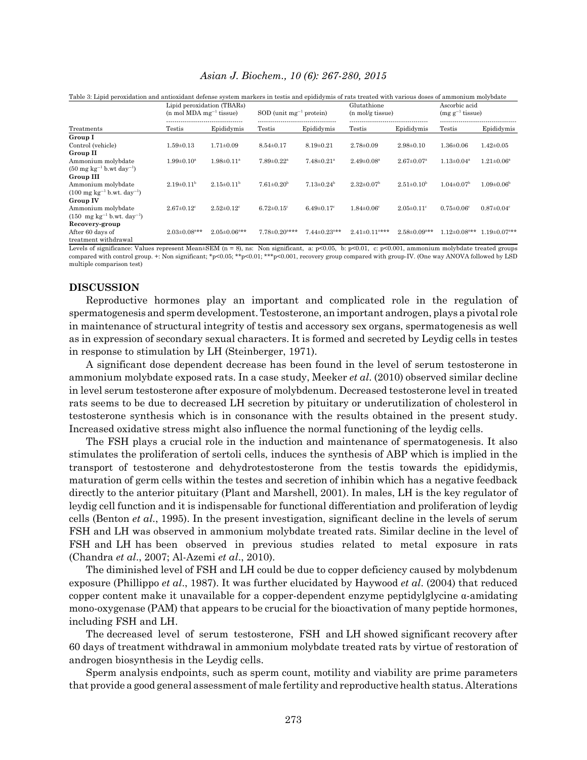Table 3: Lipid peroxidation and antioxidant defense system markers in testis and epididymis of rats treated with various doses of ammonium molybdate

| Treatments | Lipid peroxidation (TBARs) (n mol MDA $mg^{-1}$ tissue) | | SOD (unit $mg^{-1}$ protein) | | Glutathione (n mol/g tissue) | | Ascorbic acid (mg $g^{-1}$ tissue) | |
|---|---|---|---|---|---|---|---|---|
| | Testis | Epididymis | Testis | Epididymis | Testis | Epididymis | Testis | Epididymis |
| **Group I** | | | | | | | | |
| Control (vehicle) | 1.59±0.13 | 1.71±0.09 | 8.54±0.17 | 8.19±0.21 | 2.78±0.09 | 2.98±0.10 | 1.36±0.06 | 1.42±0.05 |
| **Group II** | | | | | | | | |
| Ammonium molybdate (50 mg $kg^{-1}$ b.wt $day^{-1}$) | $1.99±0.10^{a}$ | $1.98±0.11^{a}$ | $7.89±0.22^{a}$ | $7.48±0.21^{a}$ | $2.49±0.08^{a}$ | $2.67±0.07^{a}$ | $1.13±0.04^{a}$ | $1.21±0.06^{a}$ |
| **Group III** | | | | | | | | |
| Ammonium molybdate (100 mg $kg^{-1}$ b.wt. $day^{-1}$) | $2.19±0.11^{b}$ | $2.15±0.11^{b}$ | $7.61±0.20^{b}$ | $7.13±0.24^{b}$ | $2.32±0.07^{b}$ | $2.51±0.10^{b}$ | $1.04±0.07^{b}$ | $1.09±0.06^{b}$ |
| **Group IV** | | | | | | | | |
| Ammonium molybdate (150 mg $kg^{-1}$ b.wt. $day^{-1}$) | $2.67±0.12^{c}$ | $2.52±0.12^{c}$ | $6.72±0.15^{c}$ | $6.49±0.17^{c}$ | $1.84±0.06^{c}$ | $2.05±0.11^{c}$ | $0.75±0.06^{c}$ | $0.87±0.04^{c}$ |
| **Recovery-group** | | | | | | | | |
| After 60 days of treatment withdrawal | $2.03±0.08^{a***}$ | $2.05±0.06^{a***}$ | $7.78±0.20^{a***}$ | $7.44±0.23^{a***}$ | $2.41±0.11^{a***}$ | $2.58±0.09^{a***}$ | $1.12±0.08^{a***}$ | $1.19±0.07^{a***}$ |

Levels of significance: Values represent Mean±SEM (n = 8), ns: Non significant, a: p<0.05, b: p<0.01, c: p<0.001, ammonium molybdate treated groups compared with control group. +: Non significant; *p<0.05; **p<0.01; ***p<0.001, recovery group compared with group-IV. (One way ANOVA followed by LSD multiple comparison test)

## DISCUSSION

Reproductive hormones play an important and complicated role in the regulation of spermatogenesis and sperm development. Testosterone, an important androgen, plays a pivotal role in maintenance of structural integrity of testis and accessory sex organs, spermatogenesis as well as in expression of secondary sexual characters. It is formed and secreted by Leydig cells in testes in response to stimulation by LH (Steinberger, 1971).

A significant dose dependent decrease has been found in the level of serum testosterone in ammonium molybdate exposed rats. In a case study, Meeker *et al.* (2010) observed similar decline in level serum testosterone after exposure of molybdenum. Decreased testosterone level in treated rats seems to be due to decreased LH secretion by pituitary or underutilization of cholesterol in testosterone synthesis which is in consonance with the results obtained in the present study. Increased oxidative stress might also influence the normal functioning of the leydig cells.

The FSH plays a crucial role in the induction and maintenance of spermatogenesis. It also stimulates the proliferation of sertoli cells, induces the synthesis of ABP which is implied in the transport of testosterone and dehydrotestosterone from the testis towards the epididymis, maturation of germ cells within the testes and secretion of inhibin which has a negative feedback directly to the anterior pituitary (Plant and Marshell, 2001). In males, LH is the key regulator of leydig cell function and it is indispensable for functional differentiation and proliferation of leydig cells (Benton *et al*., 1995). In the present investigation, significant decline in the levels of serum FSH and LH was observed in ammonium molybdate treated rats. Similar decline in the level of FSH and LH has been observed in previous studies related to metal exposure in rats (Chandra *et al*., 2007; Al-Azemi *et al*., 2010).

The diminished level of FSH and LH could be due to copper deficiency caused by molybdenum exposure (Phillippo *et al*., 1987). It was further elucidated by Haywood *et al*. (2004) that reduced copper content make it unavailable for a copper-dependent enzyme peptidylglycine α-amidating mono-oxygenase (PAM) that appears to be crucial for the bioactivation of many peptide hormones, including FSH and LH.

The decreased level of serum testosterone, FSH and LH showed significant recovery after 60 days of treatment withdrawal in ammonium molybdate treated rats by virtue of restoration of androgen biosynthesis in the Leydig cells.

Sperm analysis endpoints, such as sperm count, motility and viability are prime parameters that provide a good general assessment of male fertility and reproductive health status. Alterations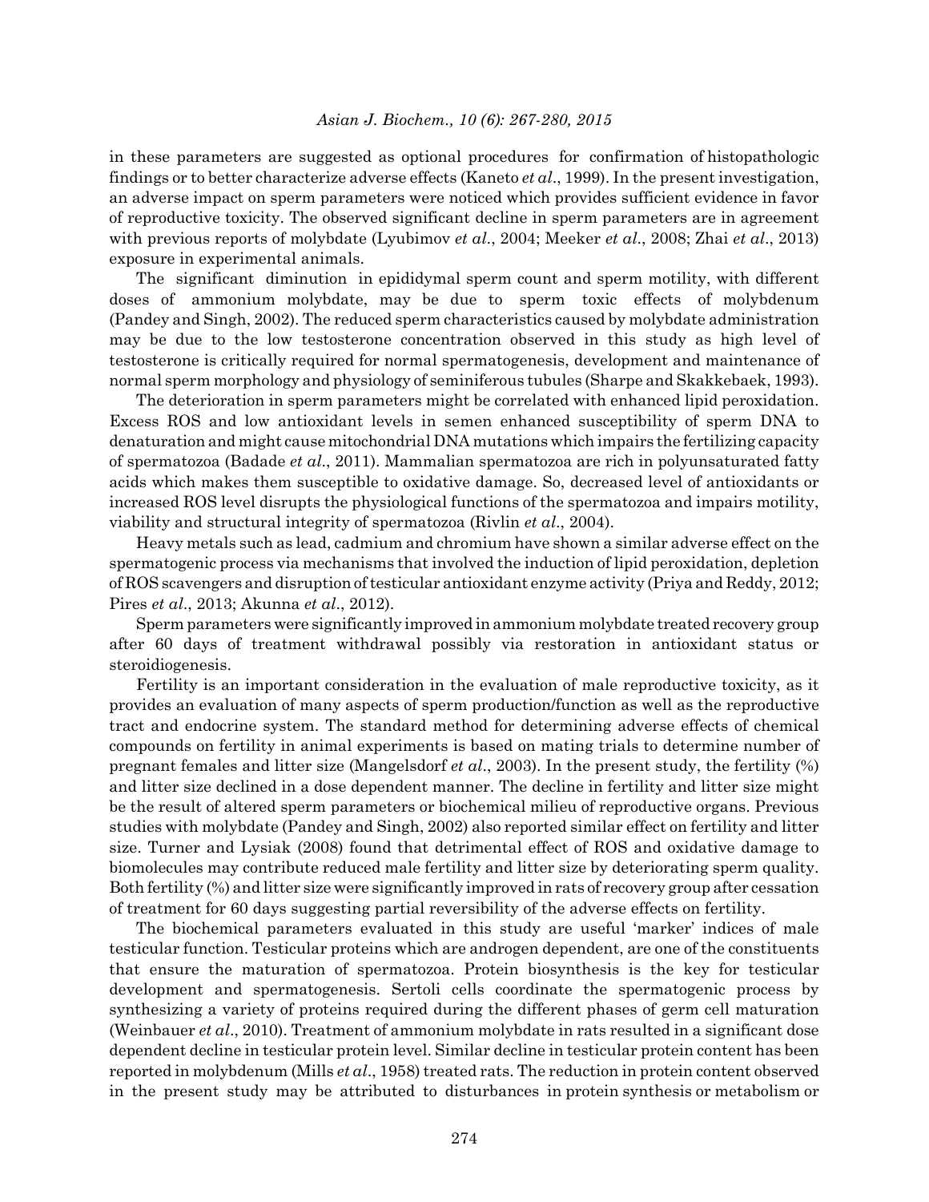in these parameters are suggested as optional procedures for confirmation of histopathologic findings or to better characterize adverse effects (Kaneto *et al*., 1999). In the present investigation, an adverse impact on sperm parameters were noticed which provides sufficient evidence in favor of reproductive toxicity. The observed significant decline in sperm parameters are in agreement with previous reports of molybdate (Lyubimov *et al*., 2004; Meeker *et al*., 2008; Zhai *et al*., 2013) exposure in experimental animals.

The significant diminution in epididymal sperm count and sperm motility, with different doses of ammonium molybdate, may be due to sperm toxic effects of molybdenum (Pandey and Singh, 2002). The reduced sperm characteristics caused by molybdate administration may be due to the low testosterone concentration observed in this study as high level of testosterone is critically required for normal spermatogenesis, development and maintenance of normal sperm morphology and physiology of seminiferous tubules (Sharpe and Skakkebaek, 1993).

The deterioration in sperm parameters might be correlated with enhanced lipid peroxidation. Excess ROS and low antioxidant levels in semen enhanced susceptibility of sperm DNA to denaturation and might cause mitochondrial DNA mutations which impairs the fertilizing capacity of spermatozoa (Badade *et al*., 2011). Mammalian spermatozoa are rich in polyunsaturated fatty acids which makes them susceptible to oxidative damage. So, decreased level of antioxidants or increased ROS level disrupts the physiological functions of the spermatozoa and impairs motility, viability and structural integrity of spermatozoa (Rivlin *et al*., 2004).

Heavy metals such as lead, cadmium and chromium have shown a similar adverse effect on the spermatogenic process via mechanisms that involved the induction of lipid peroxidation, depletion of ROS scavengers and disruption of testicular antioxidant enzyme activity (Priya and Reddy, 2012; Pires *et al*., 2013; Akunna *et al*., 2012).

Sperm parameters were significantly improved in ammonium molybdate treated recovery group after 60 days of treatment withdrawal possibly via restoration in antioxidant status or steroidiogenesis.

Fertility is an important consideration in the evaluation of male reproductive toxicity, as it provides an evaluation of many aspects of sperm production/function as well as the reproductive tract and endocrine system. The standard method for determining adverse effects of chemical compounds on fertility in animal experiments is based on mating trials to determine number of pregnant females and litter size (Mangelsdorf *et al*., 2003). In the present study, the fertility (%) and litter size declined in a dose dependent manner. The decline in fertility and litter size might be the result of altered sperm parameters or biochemical milieu of reproductive organs. Previous studies with molybdate (Pandey and Singh, 2002) also reported similar effect on fertility and litter size. Turner and Lysiak (2008) found that detrimental effect of ROS and oxidative damage to biomolecules may contribute reduced male fertility and litter size by deteriorating sperm quality. Both fertility (%) and litter size were significantly improved in rats of recovery group after cessation of treatment for 60 days suggesting partial reversibility of the adverse effects on fertility.

The biochemical parameters evaluated in this study are useful 'marker' indices of male testicular function. Testicular proteins which are androgen dependent, are one of the constituents that ensure the maturation of spermatozoa. Protein biosynthesis is the key for testicular development and spermatogenesis. Sertoli cells coordinate the spermatogenic process by synthesizing a variety of proteins required during the different phases of germ cell maturation (Weinbauer *et al*., 2010). Treatment of ammonium molybdate in rats resulted in a significant dose dependent decline in testicular protein level. Similar decline in testicular protein content has been reported in molybdenum (Mills *et al*., 1958) treated rats. The reduction in protein content observed in the present study may be attributed to disturbances in protein synthesis or metabolism or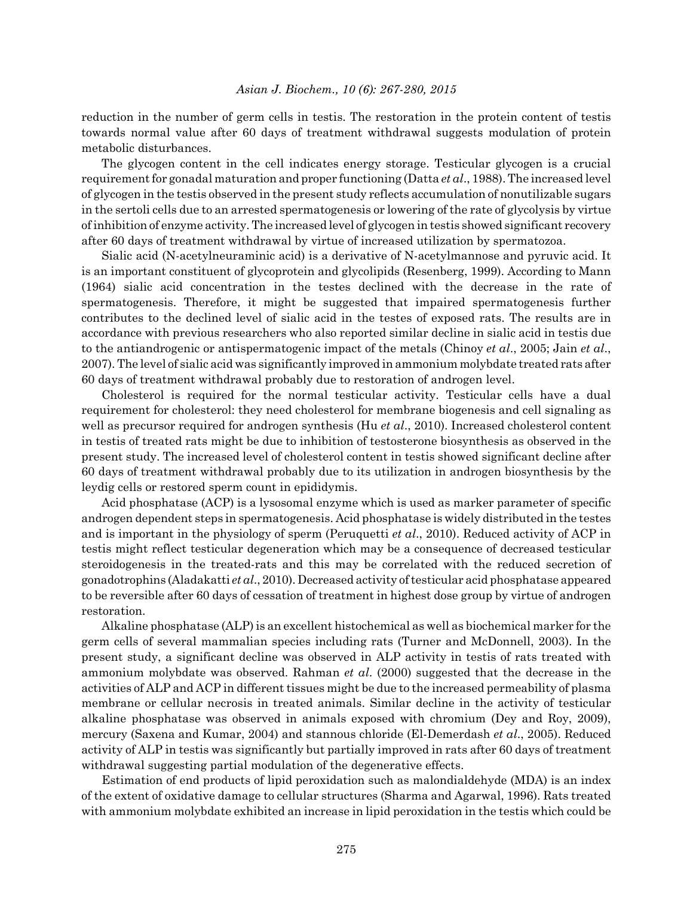reduction in the number of germ cells in testis. The restoration in the protein content of testis towards normal value after 60 days of treatment withdrawal suggests modulation of protein metabolic disturbances.

The glycogen content in the cell indicates energy storage. Testicular glycogen is a crucial requirement for gonadal maturation and proper functioning (Datta *et al*., 1988). The increased level of glycogen in the testis observed in the present study reflects accumulation of nonutilizable sugars in the sertoli cells due to an arrested spermatogenesis or lowering of the rate of glycolysis by virtue of inhibition of enzyme activity. The increased level of glycogen in testis showed significant recovery after 60 days of treatment withdrawal by virtue of increased utilization by spermatozoa.

Sialic acid (N-acetylneuraminic acid) is a derivative of N-acetylmannose and pyruvic acid. It is an important constituent of glycoprotein and glycolipids (Resenberg, 1999). According to Mann (1964) sialic acid concentration in the testes declined with the decrease in the rate of spermatogenesis. Therefore, it might be suggested that impaired spermatogenesis further contributes to the declined level of sialic acid in the testes of exposed rats. The results are in accordance with previous researchers who also reported similar decline in sialic acid in testis due to the antiandrogenic or antispermatogenic impact of the metals (Chinoy *et al*., 2005; Jain *et al*., 2007). The level of sialic acid was significantly improved in ammonium molybdate treated rats after 60 days of treatment withdrawal probably due to restoration of androgen level.

Cholesterol is required for the normal testicular activity. Testicular cells have a dual requirement for cholesterol: they need cholesterol for membrane biogenesis and cell signaling as well as precursor required for androgen synthesis (Hu *et al*., 2010). Increased cholesterol content in testis of treated rats might be due to inhibition of testosterone biosynthesis as observed in the present study. The increased level of cholesterol content in testis showed significant decline after 60 days of treatment withdrawal probably due to its utilization in androgen biosynthesis by the leydig cells or restored sperm count in epididymis.

Acid phosphatase (ACP) is a lysosomal enzyme which is used as marker parameter of specific androgen dependent steps in spermatogenesis. Acid phosphatase is widely distributed in the testes and is important in the physiology of sperm (Peruquetti *et al*., 2010). Reduced activity of ACP in testis might reflect testicular degeneration which may be a consequence of decreased testicular steroidogenesis in the treated-rats and this may be correlated with the reduced secretion of gonadotrophins (Aladakatti *et al*., 2010). Decreased activity of testicular acid phosphatase appeared to be reversible after 60 days of cessation of treatment in highest dose group by virtue of androgen restoration.

Alkaline phosphatase (ALP) is an excellent histochemical as well as biochemical marker for the germ cells of several mammalian species including rats (Turner and McDonnell, 2003). In the present study, a significant decline was observed in ALP activity in testis of rats treated with ammonium molybdate was observed. Rahman *et al*. (2000) suggested that the decrease in the activities of ALP and ACP in different tissues might be due to the increased permeability of plasma membrane or cellular necrosis in treated animals. Similar decline in the activity of testicular alkaline phosphatase was observed in animals exposed with chromium (Dey and Roy, 2009), mercury (Saxena and Kumar, 2004) and stannous chloride (El-Demerdash *et al*., 2005). Reduced activity of ALP in testis was significantly but partially improved in rats after 60 days of treatment withdrawal suggesting partial modulation of the degenerative effects.

Estimation of end products of lipid peroxidation such as malondialdehyde (MDA) is an index of the extent of oxidative damage to cellular structures (Sharma and Agarwal, 1996). Rats treated with ammonium molybdate exhibited an increase in lipid peroxidation in the testis which could be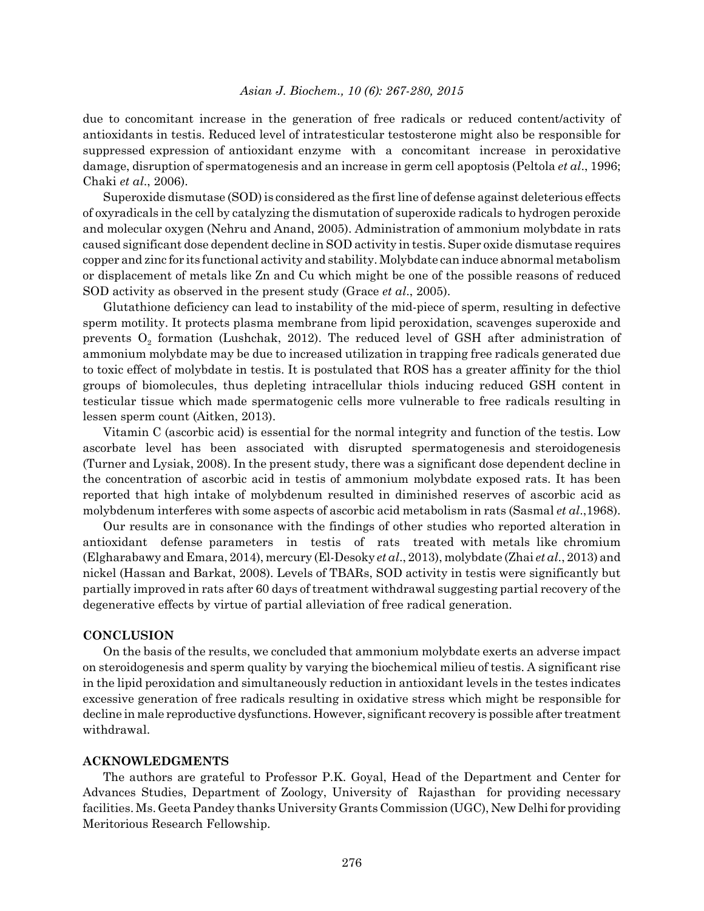due to concomitant increase in the generation of free radicals or reduced content/activity of antioxidants in testis. Reduced level of intratesticular testosterone might also be responsible for suppressed expression of antioxidant enzyme with a concomitant increase in peroxidative damage, disruption of spermatogenesis and an increase in germ cell apoptosis (Peltola *et al*., 1996; Chaki *et al*., 2006).

Superoxide dismutase (SOD) is considered as the first line of defense against deleterious effects of oxyradicals in the cell by catalyzing the dismutation of superoxide radicals to hydrogen peroxide and molecular oxygen (Nehru and Anand, 2005). Administration of ammonium molybdate in rats caused significant dose dependent decline in SOD activity in testis. Super oxide dismutase requires copper and zinc for its functional activity and stability. Molybdate can induce abnormal metabolism or displacement of metals like Zn and Cu which might be one of the possible reasons of reduced SOD activity as observed in the present study (Grace *et al*., 2005).

Glutathione deficiency can lead to instability of the mid-piece of sperm, resulting in defective sperm motility. It protects plasma membrane from lipid peroxidation, scavenges superoxide and prevents $O_2$ formation (Lushchak, 2012). The reduced level of GSH after administration of ammonium molybdate may be due to increased utilization in trapping free radicals generated due to toxic effect of molybdate in testis. It is postulated that ROS has a greater affinity for the thiol groups of biomolecules, thus depleting intracellular thiols inducing reduced GSH content in testicular tissue which made spermatogenic cells more vulnerable to free radicals resulting in lessen sperm count (Aitken, 2013).

Vitamin C (ascorbic acid) is essential for the normal integrity and function of the testis. Low ascorbate level has been associated with disrupted spermatogenesis and steroidogenesis (Turner and Lysiak, 2008). In the present study, there was a significant dose dependent decline in the concentration of ascorbic acid in testis of ammonium molybdate exposed rats. It has been reported that high intake of molybdenum resulted in diminished reserves of ascorbic acid as molybdenum interferes with some aspects of ascorbic acid metabolism in rats (Sasmal *et al*.,1968).

Our results are in consonance with the findings of other studies who reported alteration in antioxidant defense parameters in testis of rats treated with metals like chromium (Elgharabawy and Emara, 2014), mercury (El-Desoky *et al*., 2013), molybdate (Zhai *et al*., 2013) and nickel (Hassan and Barkat, 2008). Levels of TBARs, SOD activity in testis were significantly but partially improved in rats after 60 days of treatment withdrawal suggesting partial recovery of the degenerative effects by virtue of partial alleviation of free radical generation.

## CONCLUSION

On the basis of the results, we concluded that ammonium molybdate exerts an adverse impact on steroidogenesis and sperm quality by varying the biochemical milieu of testis. A significant rise in the lipid peroxidation and simultaneously reduction in antioxidant levels in the testes indicates excessive generation of free radicals resulting in oxidative stress which might be responsible for decline in male reproductive dysfunctions. However, significant recovery is possible after treatment withdrawal.

## ACKNOWLEDGMENTS

The authors are grateful to Professor P.K. Goyal, Head of the Department and Center for Advances Studies, Department of Zoology, University of Rajasthan for providing necessary facilities. Ms. Geeta Pandey thanks University Grants Commission (UGC), New Delhi for providing Meritorious Research Fellowship.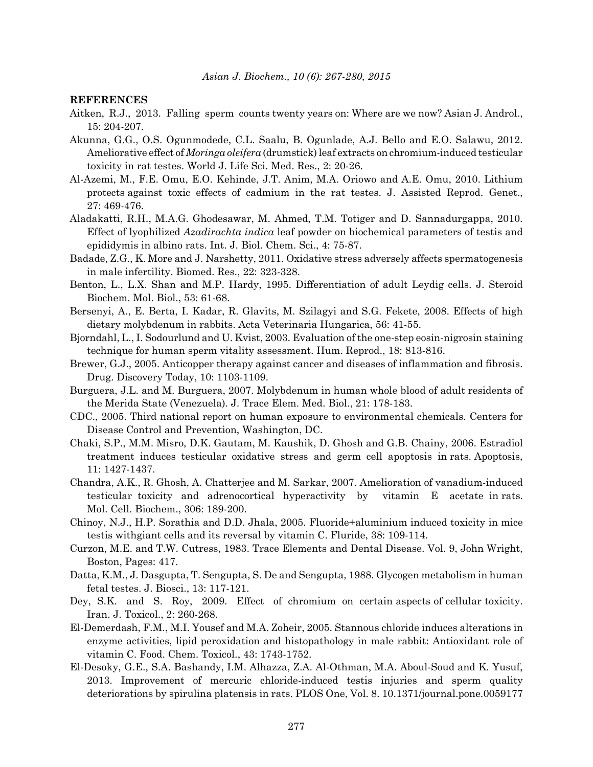## REFERENCES

Aitken, R.J., 2013. Falling sperm counts twenty years on: Where are we now? Asian J. Androl., 15: 204-207.

Akunna, G.G., O.S. Ogunmodede, C.L. Saalu, B. Ogunlade, A.J. Bello and E.O. Salawu, 2012. Ameliorative effect of *Moringa oleifera* (drumstick) leaf extracts on chromium-induced testicular toxicity in rat testes. World J. Life Sci. Med. Res., 2: 20-26.

Al-Azemi, M., F.E. Omu, E.O. Kehinde, J.T. Anim, M.A. Oriowo and A.E. Omu, 2010. Lithium protects against toxic effects of cadmium in the rat testes. J. Assisted Reprod. Genet., 27: 469-476.

Aladakatti, R.H., M.A.G. Ghodesawar, M. Ahmed, T.M. Totiger and D. Sannadurgappa, 2010. Effect of lyophilized *Azadirachta indica* leaf powder on biochemical parameters of testis and epididymis in albino rats. Int. J. Biol. Chem. Sci., 4: 75-87.

Badade, Z.G., K. More and J. Narshetty, 2011. Oxidative stress adversely affects spermatogenesis in male infertility. Biomed. Res., 22: 323-328.

Benton, L., L.X. Shan and M.P. Hardy, 1995. Differentiation of adult Leydig cells. J. Steroid Biochem. Mol. Biol., 53: 61-68.

Bersenyi, A., E. Berta, I. Kadar, R. Glavits, M. Szilagyi and S.G. Fekete, 2008. Effects of high dietary molybdenum in rabbits. Acta Veterinaria Hungarica, 56: 41-55.

Bjorndahl, L., I. Sodourlund and U. Kvist, 2003. Evaluation of the one-step eosin-nigrosin staining technique for human sperm vitality assessment. Hum. Reprod., 18: 813-816.

Brewer, G.J., 2005. Anticopper therapy against cancer and diseases of inflammation and fibrosis. Drug. Discovery Today, 10: 1103-1109.

Burguera, J.L. and M. Burguera, 2007. Molybdenum in human whole blood of adult residents of the Merida State (Venezuela). J. Trace Elem. Med. Biol., 21: 178-183.

CDC., 2005. Third national report on human exposure to environmental chemicals. Centers for Disease Control and Prevention, Washington, DC.

Chaki, S.P., M.M. Misro, D.K. Gautam, M. Kaushik, D. Ghosh and G.B. Chainy, 2006. Estradiol treatment induces testicular oxidative stress and germ cell apoptosis in rats. Apoptosis, 11: 1427-1437.

Chandra, A.K., R. Ghosh, A. Chatterjee and M. Sarkar, 2007. Amelioration of vanadium-induced testicular toxicity and adrenocortical hyperactivity by vitamin E acetate in rats. Mol. Cell. Biochem., 306: 189-200.

Chinoy, N.J., H.P. Sorathia and D.D. Jhala, 2005. Fluoride+aluminium induced toxicity in mice testis withgiant cells and its reversal by vitamin C. Fluride, 38: 109-114.

Curzon, M.E. and T.W. Cutress, 1983. Trace Elements and Dental Disease. Vol. 9, John Wright, Boston, Pages: 417.

Datta, K.M., J. Dasgupta, T. Sengupta, S. De and Sengupta, 1988. Glycogen metabolism in human fetal testes. J. Biosci., 13: 117-121.

Dey, S.K. and S. Roy, 2009. Effect of chromium on certain aspects of cellular toxicity. Iran. J. Toxicol., 2: 260-268.

El-Demerdash, F.M., M.I. Yousef and M.A. Zoheir, 2005. Stannous chloride induces alterations in enzyme activities, lipid peroxidation and histopathology in male rabbit: Antioxidant role of vitamin C. Food. Chem. Toxicol., 43: 1743-1752.

El-Desoky, G.E., S.A. Bashandy, I.M. Alhazza, Z.A. Al-Othman, M.A. Aboul-Soud and K. Yusuf, 2013. Improvement of mercuric chloride-induced testis injuries and sperm quality deteriorations by spirulina platensis in rats. PLOS One, Vol. 8. 10.1371/journal.pone.0059177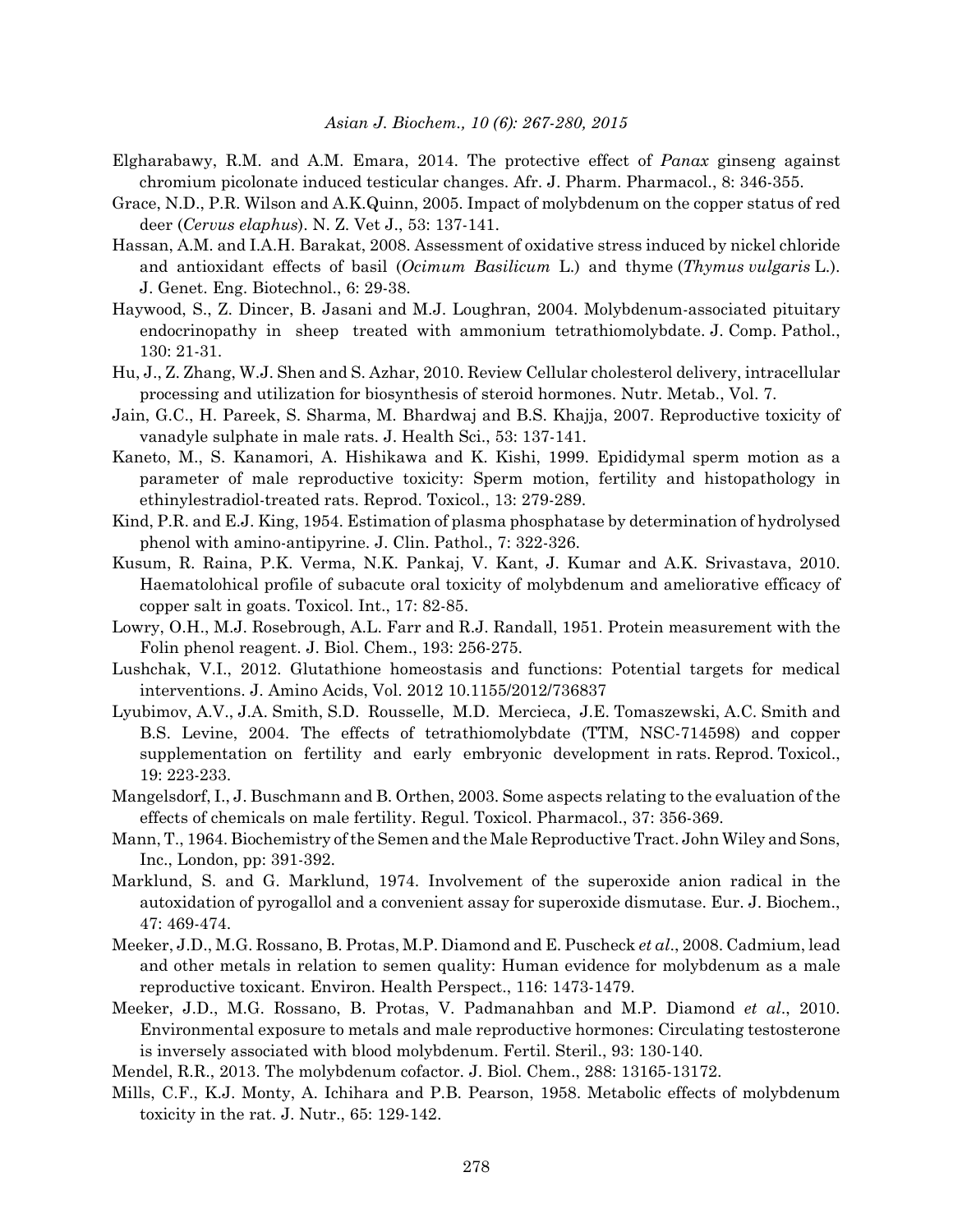Elgharabawy, R.M. and A.M. Emara, 2014. The protective effect of *Panax* ginseng against chromium picolonate induced testicular changes. Afr. J. Pharm. Pharmacol., 8: 346-355.

Grace, N.D., P.R. Wilson and A.K.Quinn, 2005. Impact of molybdenum on the copper status of red deer (*Cervus elaphus*). N. Z. Vet J., 53: 137-141.

Hassan, A.M. and I.A.H. Barakat, 2008. Assessment of oxidative stress induced by nickel chloride and antioxidant effects of basil (*Ocimum Basilicum* L.) and thyme (*Thymus vulgaris* L.). J. Genet. Eng. Biotechnol., 6: 29-38.

Haywood, S., Z. Dincer, B. Jasani and M.J. Loughran, 2004. Molybdenum-associated pituitary endocrinopathy in sheep treated with ammonium tetrathiomolybdate. J. Comp. Pathol., 130: 21-31.

Hu, J., Z. Zhang, W.J. Shen and S. Azhar, 2010. Review Cellular cholesterol delivery, intracellular processing and utilization for biosynthesis of steroid hormones. Nutr. Metab., Vol. 7.

Jain, G.C., H. Pareek, S. Sharma, M. Bhardwaj and B.S. Khajja, 2007. Reproductive toxicity of vanadyle sulphate in male rats. J. Health Sci., 53: 137-141.

Kaneto, M., S. Kanamori, A. Hishikawa and K. Kishi, 1999. Epididymal sperm motion as a parameter of male reproductive toxicity: Sperm motion, fertility and histopathology in ethinylestradiol-treated rats. Reprod. Toxicol., 13: 279-289.

Kind, P.R. and E.J. King, 1954. Estimation of plasma phosphatase by determination of hydrolysed phenol with amino-antipyrine. J. Clin. Pathol., 7: 322-326.

Kusum, R. Raina, P.K. Verma, N.K. Pankaj, V. Kant, J. Kumar and A.K. Srivastava, 2010. Haematolohical profile of subacute oral toxicity of molybdenum and ameliorative efficacy of copper salt in goats. Toxicol. Int., 17: 82-85.

Lowry, O.H., M.J. Rosebrough, A.L. Farr and R.J. Randall, 1951. Protein measurement with the Folin phenol reagent. J. Biol. Chem., 193: 256-275.

Lushchak, V.I., 2012. Glutathione homeostasis and functions: Potential targets for medical interventions. J. Amino Acids, Vol. 2012 10.1155/2012/736837

Lyubimov, A.V., J.A. Smith, S.D. Rousselle, M.D. Mercieca, J.E. Tomaszewski, A.C. Smith and B.S. Levine, 2004. The effects of tetrathiomolybdate (TTM, NSC-714598) and copper supplementation on fertility and early embryonic development in rats. Reprod. Toxicol., 19: 223-233.

Mangelsdorf, I., J. Buschmann and B. Orthen, 2003. Some aspects relating to the evaluation of the effects of chemicals on male fertility. Regul. Toxicol. Pharmacol., 37: 356-369.

Mann, T., 1964. Biochemistry of the Semen and the Male Reproductive Tract. John Wiley and Sons, Inc., London, pp: 391-392.

Marklund, S. and G. Marklund, 1974. Involvement of the superoxide anion radical in the autoxidation of pyrogallol and a convenient assay for superoxide dismutase. Eur. J. Biochem., 47: 469-474.

Meeker, J.D., M.G. Rossano, B. Protas, M.P. Diamond and E. Puscheck *et al*., 2008. Cadmium, lead and other metals in relation to semen quality: Human evidence for molybdenum as a male reproductive toxicant. Environ. Health Perspect., 116: 1473-1479.

Meeker, J.D., M.G. Rossano, B. Protas, V. Padmanahban and M.P. Diamond *et al*., 2010. Environmental exposure to metals and male reproductive hormones: Circulating testosterone is inversely associated with blood molybdenum. Fertil. Steril., 93: 130-140.

Mendel, R.R., 2013. The molybdenum cofactor. J. Biol. Chem., 288: 13165-13172.

Mills, C.F., K.J. Monty, A. Ichihara and P.B. Pearson, 1958. Metabolic effects of molybdenum toxicity in the rat. J. Nutr., 65: 129-142.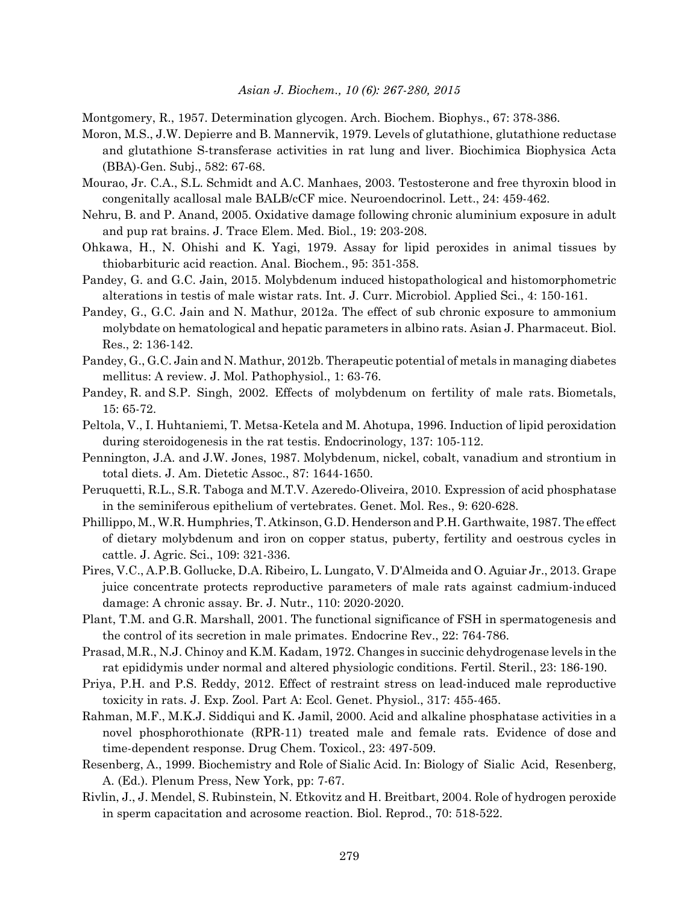Montgomery, R., 1957. Determination glycogen. Arch. Biochem. Biophys., 67: 378-386.

Moron, M.S., J.W. Depierre and B. Mannervik, 1979. Levels of glutathione, glutathione reductase and glutathione S-transferase activities in rat lung and liver. Biochimica Biophysica Acta (BBA)-Gen. Subj., 582: 67-68.

Mourao, Jr. C.A., S.L. Schmidt and A.C. Manhaes, 2003. Testosterone and free thyroxin blood in congenitally acallosal male BALB/cCF mice. Neuroendocrinol. Lett., 24: 459-462.

Nehru, B. and P. Anand, 2005. Oxidative damage following chronic aluminium exposure in adult and pup rat brains. J. Trace Elem. Med. Biol., 19: 203-208.

Ohkawa, H., N. Ohishi and K. Yagi, 1979. Assay for lipid peroxides in animal tissues by thiobarbituric acid reaction. Anal. Biochem., 95: 351-358.

Pandey, G. and G.C. Jain, 2015. Molybdenum induced histopathological and histomorphometric alterations in testis of male wistar rats. Int. J. Curr. Microbiol. Applied Sci., 4: 150-161.

Pandey, G., G.C. Jain and N. Mathur, 2012a. The effect of sub chronic exposure to ammonium molybdate on hematological and hepatic parameters in albino rats. Asian J. Pharmaceut. Biol. Res., 2: 136-142.

Pandey, G., G.C. Jain and N. Mathur, 2012b. Therapeutic potential of metals in managing diabetes mellitus: A review. J. Mol. Pathophysiol., 1: 63-76.

Pandey, R. and S.P. Singh, 2002. Effects of molybdenum on fertility of male rats. Biometals, 15: 65-72.

Peltola, V., I. Huhtaniemi, T. Metsa-Ketela and M. Ahotupa, 1996. Induction of lipid peroxidation during steroidogenesis in the rat testis. Endocrinology, 137: 105-112.

Pennington, J.A. and J.W. Jones, 1987. Molybdenum, nickel, cobalt, vanadium and strontium in total diets. J. Am. Dietetic Assoc., 87: 1644-1650.

Peruquetti, R.L., S.R. Taboga and M.T.V. Azeredo-Oliveira, 2010. Expression of acid phosphatase in the seminiferous epithelium of vertebrates. Genet. Mol. Res., 9: 620-628.

Phillippo, M., W.R. Humphries, T. Atkinson, G.D. Henderson and P.H. Garthwaite, 1987. The effect of dietary molybdenum and iron on copper status, puberty, fertility and oestrous cycles in cattle. J. Agric. Sci., 109: 321-336.

Pires, V.C., A.P.B. Gollucke, D.A. Ribeiro, L. Lungato, V. D'Almeida and O. Aguiar Jr., 2013. Grape juice concentrate protects reproductive parameters of male rats against cadmium-induced damage: A chronic assay. Br. J. Nutr., 110: 2020-2020.

Plant, T.M. and G.R. Marshall, 2001. The functional significance of FSH in spermatogenesis and the control of its secretion in male primates. Endocrine Rev., 22: 764-786.

Prasad, M.R., N.J. Chinoy and K.M. Kadam, 1972. Changes in succinic dehydrogenase levels in the rat epididymis under normal and altered physiologic conditions. Fertil. Steril., 23: 186-190.

Priya, P.H. and P.S. Reddy, 2012. Effect of restraint stress on lead-induced male reproductive toxicity in rats. J. Exp. Zool. Part A: Ecol. Genet. Physiol., 317: 455-465.

Rahman, M.F., M.K.J. Siddiqui and K. Jamil, 2000. Acid and alkaline phosphatase activities in a novel phosphorothionate (RPR-11) treated male and female rats. Evidence of dose and time-dependent response. Drug Chem. Toxicol., 23: 497-509.

Resenberg, A., 1999. Biochemistry and Role of Sialic Acid. In: Biology of Sialic Acid, Resenberg, A. (Ed.). Plenum Press, New York, pp: 7-67.

Rivlin, J., J. Mendel, S. Rubinstein, N. Etkovitz and H. Breitbart, 2004. Role of hydrogen peroxide in sperm capacitation and acrosome reaction. Biol. Reprod., 70: 518-522.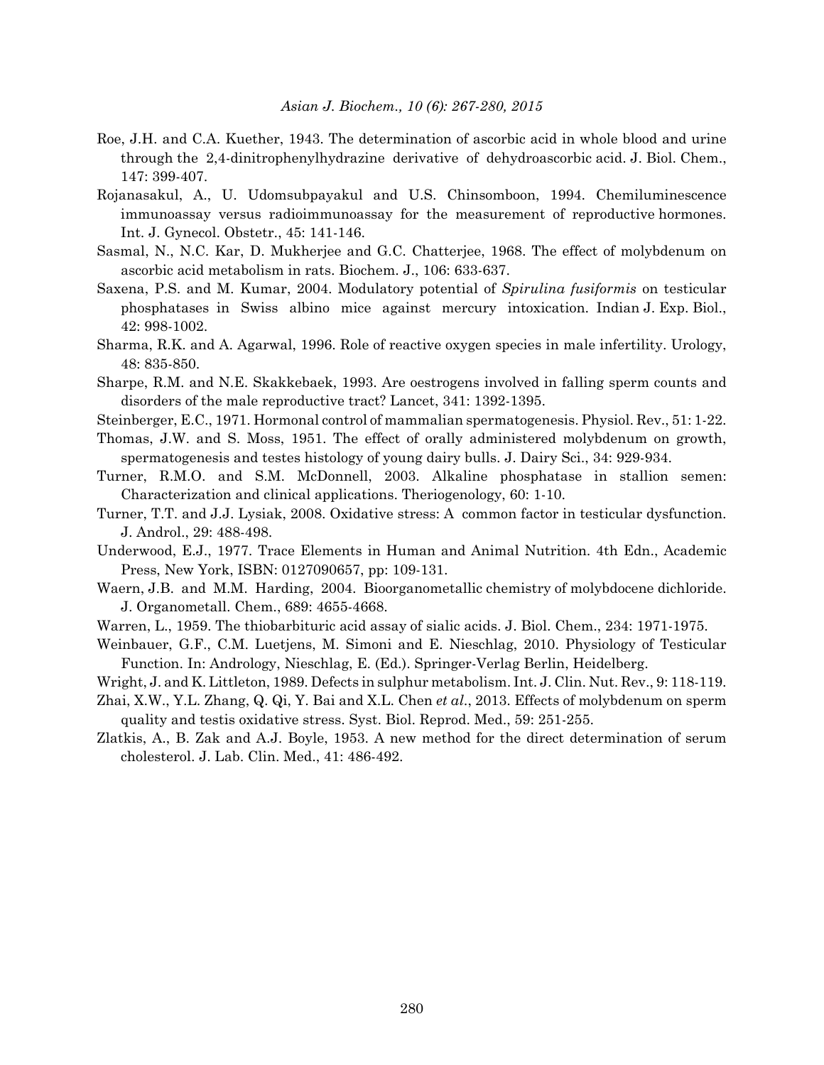Roe, J.H. and C.A. Kuether, 1943. The determination of ascorbic acid in whole blood and urine through the 2,4-dinitrophenylhydrazine derivative of dehydroascorbic acid. J. Biol. Chem., 147: 399-407.

Rojanasakul, A., U. Udomsubpayakul and U.S. Chinsomboon, 1994. Chemiluminescence immunoassay versus radioimmunoassay for the measurement of reproductive hormones. Int. J. Gynecol. Obstetr., 45: 141-146.

Sasmal, N., N.C. Kar, D. Mukherjee and G.C. Chatterjee, 1968. The effect of molybdenum on ascorbic acid metabolism in rats. Biochem. J., 106: 633-637.

Saxena, P.S. and M. Kumar, 2004. Modulatory potential of *Spirulina fusiformis* on testicular phosphatases in Swiss albino mice against mercury intoxication. Indian J. Exp. Biol., 42: 998-1002.

Sharma, R.K. and A. Agarwal, 1996. Role of reactive oxygen species in male infertility. Urology, 48: 835-850.

Sharpe, R.M. and N.E. Skakkebaek, 1993. Are oestrogens involved in falling sperm counts and disorders of the male reproductive tract? Lancet, 341: 1392-1395.

Steinberger, E.C., 1971. Hormonal control of mammalian spermatogenesis. Physiol. Rev., 51: 1-22.

Thomas, J.W. and S. Moss, 1951. The effect of orally administered molybdenum on growth, spermatogenesis and testes histology of young dairy bulls. J. Dairy Sci., 34: 929-934.

Turner, R.M.O. and S.M. McDonnell, 2003. Alkaline phosphatase in stallion semen: Characterization and clinical applications. Theriogenology, 60: 1-10.

Turner, T.T. and J.J. Lysiak, 2008. Oxidative stress: A common factor in testicular dysfunction. J. Androl., 29: 488-498.

Underwood, E.J., 1977. Trace Elements in Human and Animal Nutrition. 4th Edn., Academic Press, New York, ISBN: 0127090657, pp: 109-131.

Waern, J.B. and M.M. Harding, 2004. Bioorganometallic chemistry of molybdocene dichloride. J. Organometall. Chem., 689: 4655-4668.

Warren, L., 1959. The thiobarbituric acid assay of sialic acids. J. Biol. Chem., 234: 1971-1975.

Weinbauer, G.F., C.M. Luetjens, M. Simoni and E. Nieschlag, 2010. Physiology of Testicular Function. In: Andrology, Nieschlag, E. (Ed.). Springer-Verlag Berlin, Heidelberg.

Wright, J. and K. Littleton, 1989. Defects in sulphur metabolism. Int. J. Clin. Nut. Rev., 9: 118-119.

Zhai, X.W., Y.L. Zhang, Q. Qi, Y. Bai and X.L. Chen *et al*., 2013. Effects of molybdenum on sperm quality and testis oxidative stress. Syst. Biol. Reprod. Med., 59: 251-255.

Zlatkis, A., B. Zak and A.J. Boyle, 1953. A new method for the direct determination of serum cholesterol. J. Lab. Clin. Med., 41: 486-492.